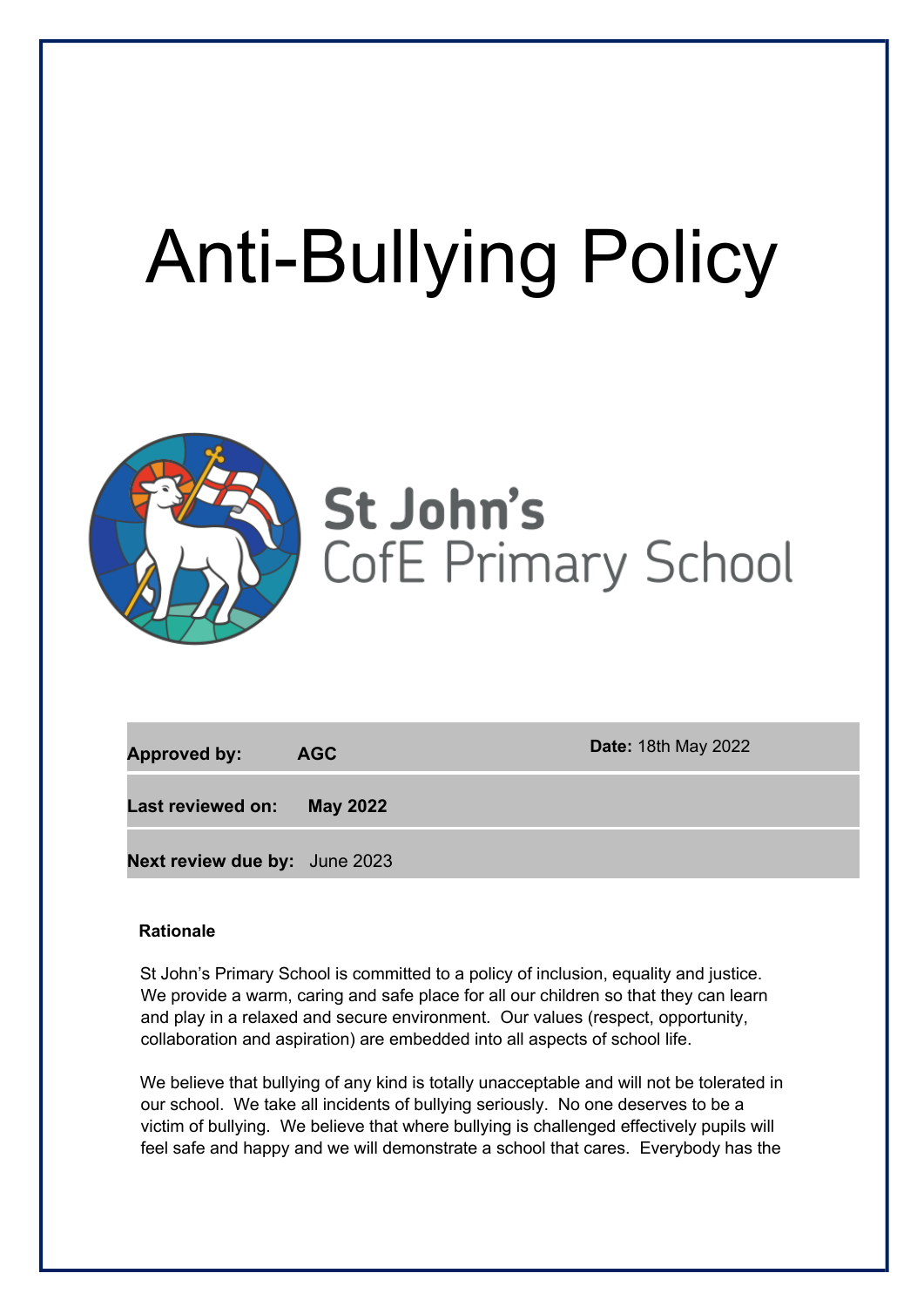# Anti-Bullying Policy

St John's
CofE Primary School

| | | |
|---|---|---|
| **Approved by:** | **AGC** | **Date:** 18th May 2022 |
| **Last reviewed on:** | **May 2022** | |
| **Next review due by:** | June 2023 | |

**Rationale**

St John's Primary School is committed to a policy of inclusion, equality and justice. We provide a warm, caring and safe place for all our children so that they can learn and play in a relaxed and secure environment. Our values (respect, opportunity, collaboration and aspiration) are embedded into all aspects of school life.

We believe that bullying of any kind is totally unacceptable and will not be tolerated in our school. We take all incidents of bullying seriously. No one deserves to be a victim of bullying. We believe that where bullying is challenged effectively pupils will feel safe and happy and we will demonstrate a school that cares. Everybody has the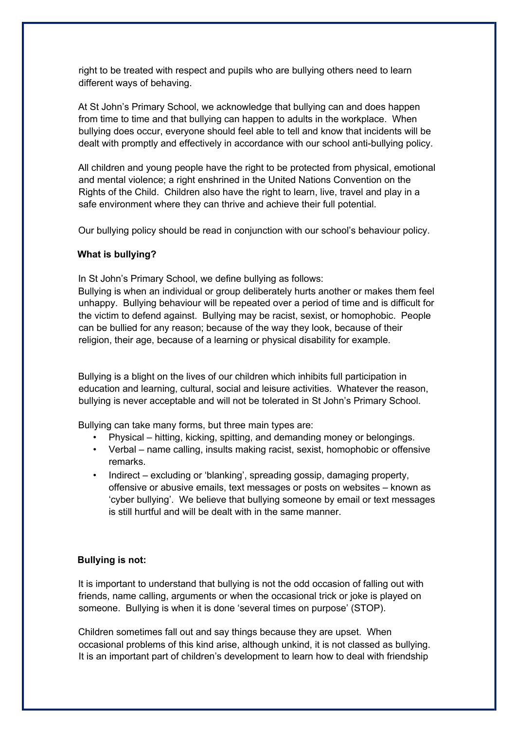right to be treated with respect and pupils who are bullying others need to learn different ways of behaving.

At St John's Primary School, we acknowledge that bullying can and does happen from time to time and that bullying can happen to adults in the workplace. When bullying does occur, everyone should feel able to tell and know that incidents will be dealt with promptly and effectively in accordance with our school anti-bullying policy.

All children and young people have the right to be protected from physical, emotional and mental violence; a right enshrined in the United Nations Convention on the Rights of the Child. Children also have the right to learn, live, travel and play in a safe environment where they can thrive and achieve their full potential.

Our bullying policy should be read in conjunction with our school's behaviour policy.

**What is bullying?**

In St John's Primary School, we define bullying as follows:
Bullying is when an individual or group deliberately hurts another or makes them feel unhappy. Bullying behaviour will be repeated over a period of time and is difficult for the victim to defend against. Bullying may be racist, sexist, or homophobic. People can be bullied for any reason; because of the way they look, because of their religion, their age, because of a learning or physical disability for example.

Bullying is a blight on the lives of our children which inhibits full participation in education and learning, cultural, social and leisure activities. Whatever the reason, bullying is never acceptable and will not be tolerated in St John's Primary School.

Bullying can take many forms, but three main types are:

- Physical – hitting, kicking, spitting, and demanding money or belongings.
- Verbal – name calling, insults making racist, sexist, homophobic or offensive remarks.
- Indirect – excluding or 'blanking', spreading gossip, damaging property, offensive or abusive emails, text messages or posts on websites – known as 'cyber bullying'. We believe that bullying someone by email or text messages is still hurtful and will be dealt with in the same manner.

**Bullying is not:**

It is important to understand that bullying is not the odd occasion of falling out with friends, name calling, arguments or when the occasional trick or joke is played on someone. Bullying is when it is done 'several times on purpose' (STOP).

Children sometimes fall out and say things because they are upset. When occasional problems of this kind arise, although unkind, it is not classed as bullying. It is an important part of children's development to learn how to deal with friendship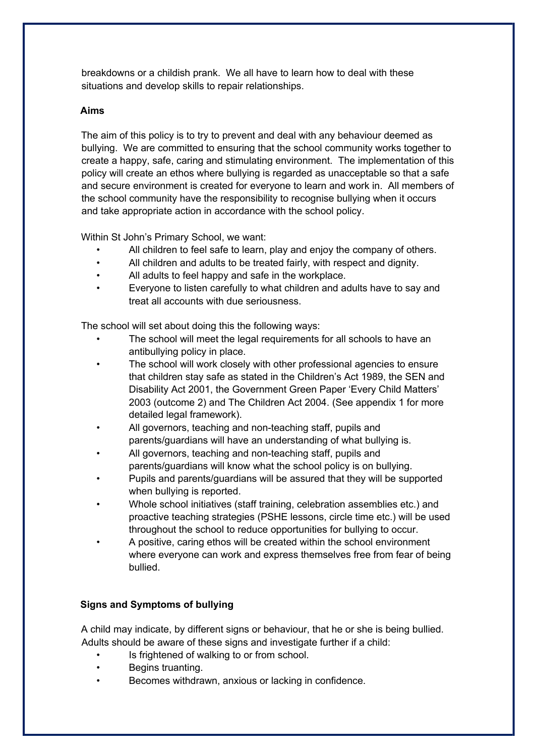breakdowns or a childish prank. We all have to learn how to deal with these situations and develop skills to repair relationships.

## Aims

The aim of this policy is to try to prevent and deal with any behaviour deemed as bullying. We are committed to ensuring that the school community works together to create a happy, safe, caring and stimulating environment. The implementation of this policy will create an ethos where bullying is regarded as unacceptable so that a safe and secure environment is created for everyone to learn and work in. All members of the school community have the responsibility to recognise bullying when it occurs and take appropriate action in accordance with the school policy.

Within St John's Primary School, we want:

- All children to feel safe to learn, play and enjoy the company of others.
- All children and adults to be treated fairly, with respect and dignity.
- All adults to feel happy and safe in the workplace.
- Everyone to listen carefully to what children and adults have to say and treat all accounts with due seriousness.

The school will set about doing this the following ways:

- The school will meet the legal requirements for all schools to have an antibullying policy in place.
- The school will work closely with other professional agencies to ensure that children stay safe as stated in the Children's Act 1989, the SEN and Disability Act 2001, the Government Green Paper 'Every Child Matters' 2003 (outcome 2) and The Children Act 2004. (See appendix 1 for more detailed legal framework).
- All governors, teaching and non-teaching staff, pupils and parents/guardians will have an understanding of what bullying is.
- All governors, teaching and non-teaching staff, pupils and parents/guardians will know what the school policy is on bullying.
- Pupils and parents/guardians will be assured that they will be supported when bullying is reported.
- Whole school initiatives (staff training, celebration assemblies etc.) and proactive teaching strategies (PSHE lessons, circle time etc.) will be used throughout the school to reduce opportunities for bullying to occur.
- A positive, caring ethos will be created within the school environment where everyone can work and express themselves free from fear of being bullied.

## Signs and Symptoms of bullying

A child may indicate, by different signs or behaviour, that he or she is being bullied. Adults should be aware of these signs and investigate further if a child:

- Is frightened of walking to or from school.
- Begins truanting.
- Becomes withdrawn, anxious or lacking in confidence.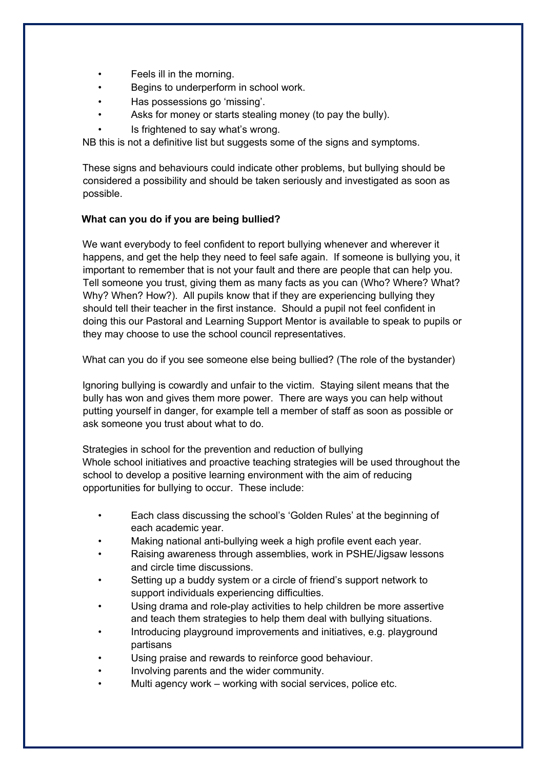- Feels ill in the morning.
- Begins to underperform in school work.
- Has possessions go 'missing'.
- Asks for money or starts stealing money (to pay the bully).
- Is frightened to say what's wrong.

NB this is not a definitive list but suggests some of the signs and symptoms.

These signs and behaviours could indicate other problems, but bullying should be considered a possibility and should be taken seriously and investigated as soon as possible.

**What can you do if you are being bullied?**

We want everybody to feel confident to report bullying whenever and wherever it happens, and get the help they need to feel safe again. If someone is bullying you, it important to remember that is not your fault and there are people that can help you. Tell someone you trust, giving them as many facts as you can (Who? Where? What? Why? When? How?). All pupils know that if they are experiencing bullying they should tell their teacher in the first instance. Should a pupil not feel confident in doing this our Pastoral and Learning Support Mentor is available to speak to pupils or they may choose to use the school council representatives.

What can you do if you see someone else being bullied? (The role of the bystander)

Ignoring bullying is cowardly and unfair to the victim. Staying silent means that the bully has won and gives them more power. There are ways you can help without putting yourself in danger, for example tell a member of staff as soon as possible or ask someone you trust about what to do.

Strategies in school for the prevention and reduction of bullying
Whole school initiatives and proactive teaching strategies will be used throughout the school to develop a positive learning environment with the aim of reducing opportunities for bullying to occur. These include:

- Each class discussing the school's 'Golden Rules' at the beginning of each academic year.
- Making national anti-bullying week a high profile event each year.
- Raising awareness through assemblies, work in PSHE/Jigsaw lessons and circle time discussions.
- Setting up a buddy system or a circle of friend's support network to support individuals experiencing difficulties.
- Using drama and role-play activities to help children be more assertive and teach them strategies to help them deal with bullying situations.
- Introducing playground improvements and initiatives, e.g. playground partisans
- Using praise and rewards to reinforce good behaviour.
- Involving parents and the wider community.
- Multi agency work – working with social services, police etc.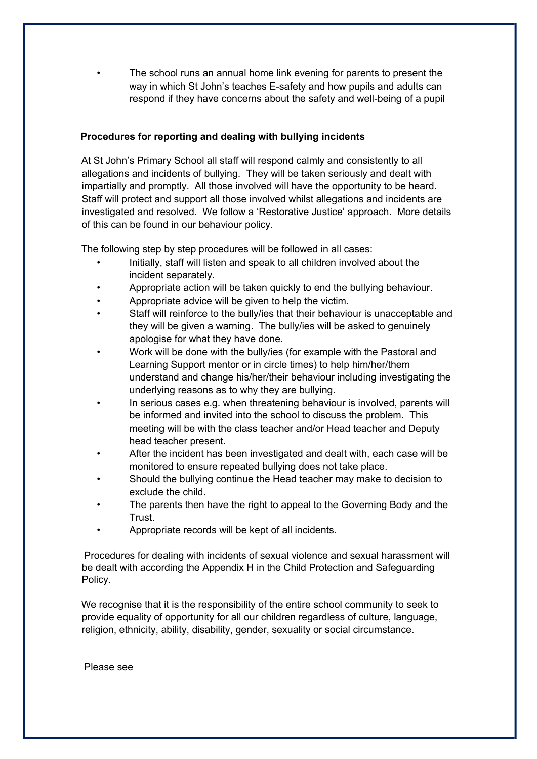- The school runs an annual home link evening for parents to present the way in which St John's teaches E-safety and how pupils and adults can respond if they have concerns about the safety and well-being of a pupil

**Procedures for reporting and dealing with bullying incidents**

At St John's Primary School all staff will respond calmly and consistently to all allegations and incidents of bullying. They will be taken seriously and dealt with impartially and promptly. All those involved will have the opportunity to be heard. Staff will protect and support all those involved whilst allegations and incidents are investigated and resolved. We follow a 'Restorative Justice' approach. More details of this can be found in our behaviour policy.

The following step by step procedures will be followed in all cases:

- Initially, staff will listen and speak to all children involved about the incident separately.
- Appropriate action will be taken quickly to end the bullying behaviour.
- Appropriate advice will be given to help the victim.
- Staff will reinforce to the bully/ies that their behaviour is unacceptable and they will be given a warning. The bully/ies will be asked to genuinely apologise for what they have done.
- Work will be done with the bully/ies (for example with the Pastoral and Learning Support mentor or in circle times) to help him/her/them understand and change his/her/their behaviour including investigating the underlying reasons as to why they are bullying.
- In serious cases e.g. when threatening behaviour is involved, parents will be informed and invited into the school to discuss the problem. This meeting will be with the class teacher and/or Head teacher and Deputy head teacher present.
- After the incident has been investigated and dealt with, each case will be monitored to ensure repeated bullying does not take place.
- Should the bullying continue the Head teacher may make to decision to exclude the child.
- The parents then have the right to appeal to the Governing Body and the Trust.
- Appropriate records will be kept of all incidents.

Procedures for dealing with incidents of sexual violence and sexual harassment will be dealt with according the Appendix H in the Child Protection and Safeguarding Policy.

We recognise that it is the responsibility of the entire school community to seek to provide equality of opportunity for all our children regardless of culture, language, religion, ethnicity, ability, disability, gender, sexuality or social circumstance.

Please see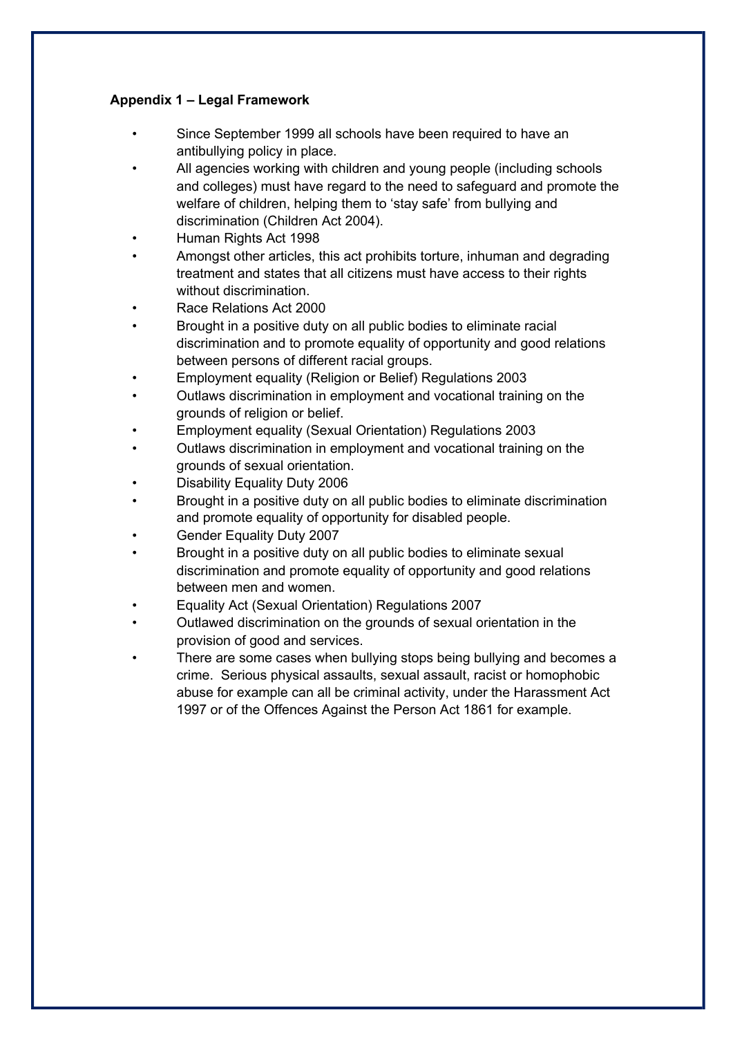**Appendix 1 – Legal Framework**

- Since September 1999 all schools have been required to have an antibullying policy in place.
- All agencies working with children and young people (including schools and colleges) must have regard to the need to safeguard and promote the welfare of children, helping them to 'stay safe' from bullying and discrimination (Children Act 2004).
- Human Rights Act 1998
- Amongst other articles, this act prohibits torture, inhuman and degrading treatment and states that all citizens must have access to their rights without discrimination.
- Race Relations Act 2000
- Brought in a positive duty on all public bodies to eliminate racial discrimination and to promote equality of opportunity and good relations between persons of different racial groups.
- Employment equality (Religion or Belief) Regulations 2003
- Outlaws discrimination in employment and vocational training on the grounds of religion or belief.
- Employment equality (Sexual Orientation) Regulations 2003
- Outlaws discrimination in employment and vocational training on the grounds of sexual orientation.
- Disability Equality Duty 2006
- Brought in a positive duty on all public bodies to eliminate discrimination and promote equality of opportunity for disabled people.
- Gender Equality Duty 2007
- Brought in a positive duty on all public bodies to eliminate sexual discrimination and promote equality of opportunity and good relations between men and women.
- Equality Act (Sexual Orientation) Regulations 2007
- Outlawed discrimination on the grounds of sexual orientation in the provision of good and services.
- There are some cases when bullying stops being bullying and becomes a crime. Serious physical assaults, sexual assault, racist or homophobic abuse for example can all be criminal activity, under the Harassment Act 1997 or of the Offences Against the Person Act 1861 for example.